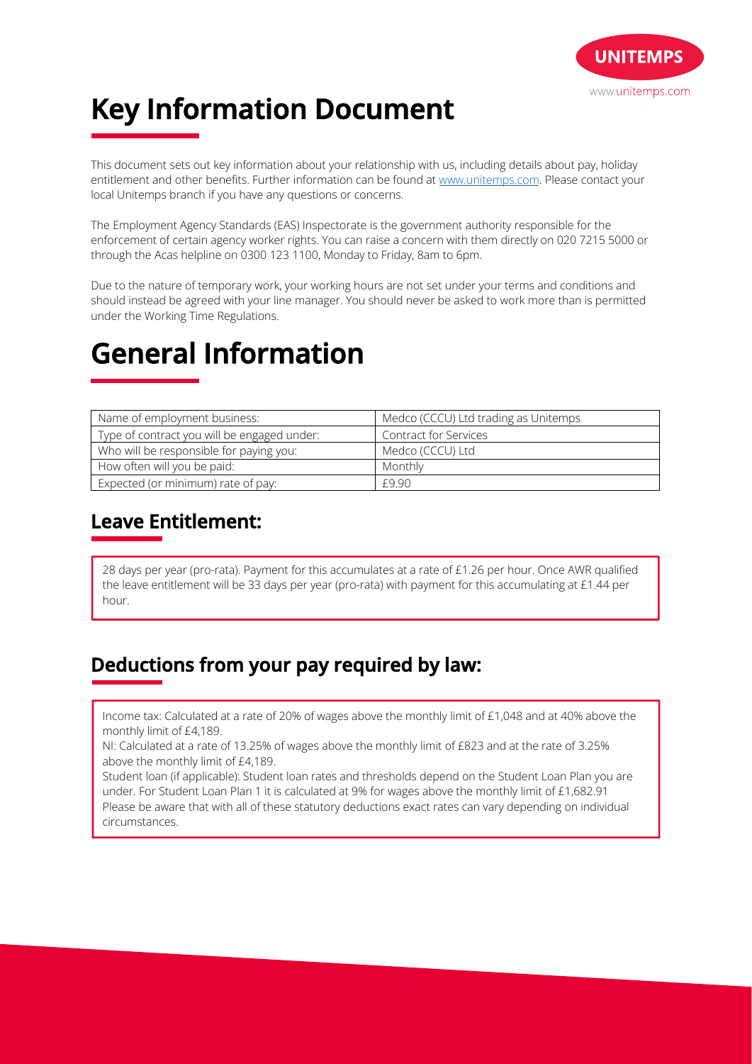# Key Information Document

This document sets out key information about your relationship with us, including details about pay, holiday entitlement and other benefits. Further information can be found at [www.unitemps.com](http://www.unitemps.com). Please contact your local Unitemps branch if you have any questions or concerns.

The Employment Agency Standards (EAS) Inspectorate is the government authority responsible for the enforcement of certain agency worker rights. You can raise a concern with them directly on 020 7215 5000 or through the Acas helpline on 0300 123 1100, Monday to Friday, 8am to 6pm.

Due to the nature of temporary work, your working hours are not set under your terms and conditions and should instead be agreed with your line manager. You should never be asked to work more than is permitted under the Working Time Regulations.

# General Information

| Name of employment business: | Medco (CCCU) Ltd trading as Unitemps |
|---|---|
| Type of contract you will be engaged under: | Contract for Services |
| Who will be responsible for paying you: | Medco (CCCU) Ltd |
| How often will you be paid: | Monthly |
| Expected (or minimum) rate of pay: | £9.90 |

## Leave Entitlement:

28 days per year (pro-rata). Payment for this accumulates at a rate of £1.26 per hour. Once AWR qualified the leave entitlement will be 33 days per year (pro-rata) with payment for this accumulating at £1.44 per hour.

## Deductions from your pay required by law:

Income tax: Calculated at a rate of 20% of wages above the monthly limit of £1,048 and at 40% above the monthly limit of £4,189.

NI: Calculated at a rate of 13.25% of wages above the monthly limit of £823 and at the rate of 3.25% above the monthly limit of £4,189.

Student loan (if applicable): Student loan rates and thresholds depend on the Student Loan Plan you are under. For Student Loan Plan 1 it is calculated at 9% for wages above the monthly limit of £1,682.91

Please be aware that with all of these statutory deductions exact rates can vary depending on individual circumstances.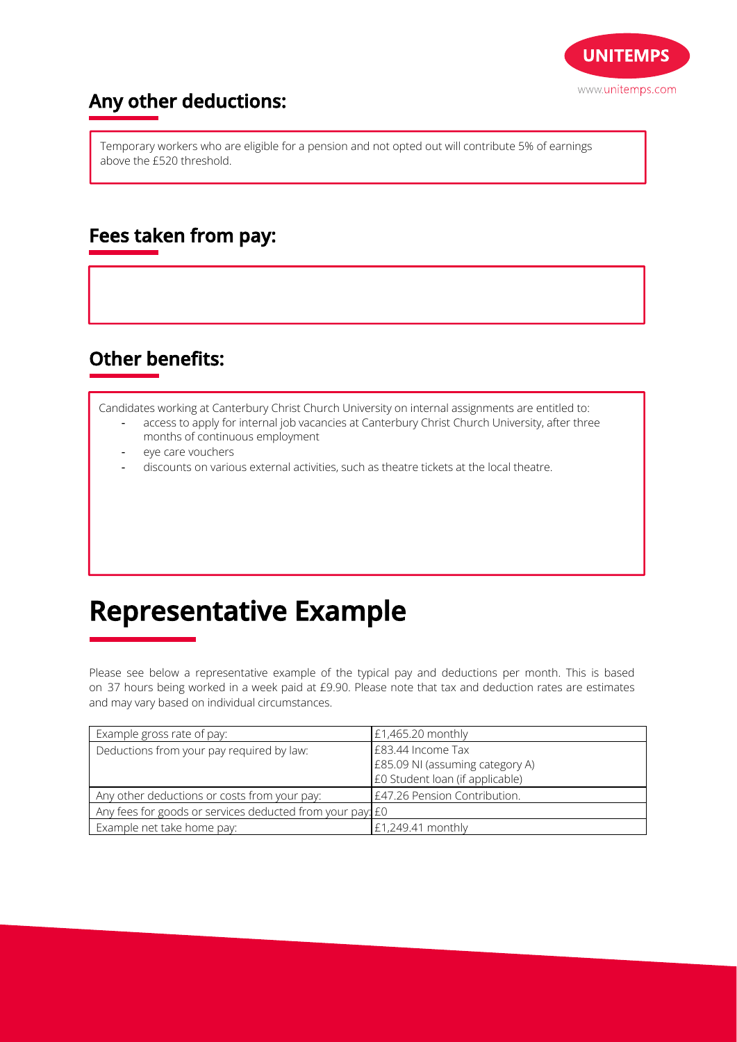## Any other deductions:

Temporary workers who are eligible for a pension and not opted out will contribute 5% of earnings above the £520 threshold.

## Fees taken from pay:

## Other benefits:

Candidates working at Canterbury Christ Church University on internal assignments are entitled to:

- access to apply for internal job vacancies at Canterbury Christ Church University, after three months of continuous employment
- eye care vouchers
- discounts on various external activities, such as theatre tickets at the local theatre.

# Representative Example

Please see below a representative example of the typical pay and deductions per month. This is based on 37 hours being worked in a week paid at £9.90. Please note that tax and deduction rates are estimates and may vary based on individual circumstances.

| | |
|---|---|
| Example gross rate of pay: | £1,465.20 monthly |
| Deductions from your pay required by law: | £83.44 Income Tax<br>£85.09 NI (assuming category A)<br>£0 Student loan (if applicable) |
| Any other deductions or costs from your pay: | £47.26 Pension Contribution. |
| Any fees for goods or services deducted from your pay: | £0 |
| Example net take home pay: | £1,249.41 monthly |